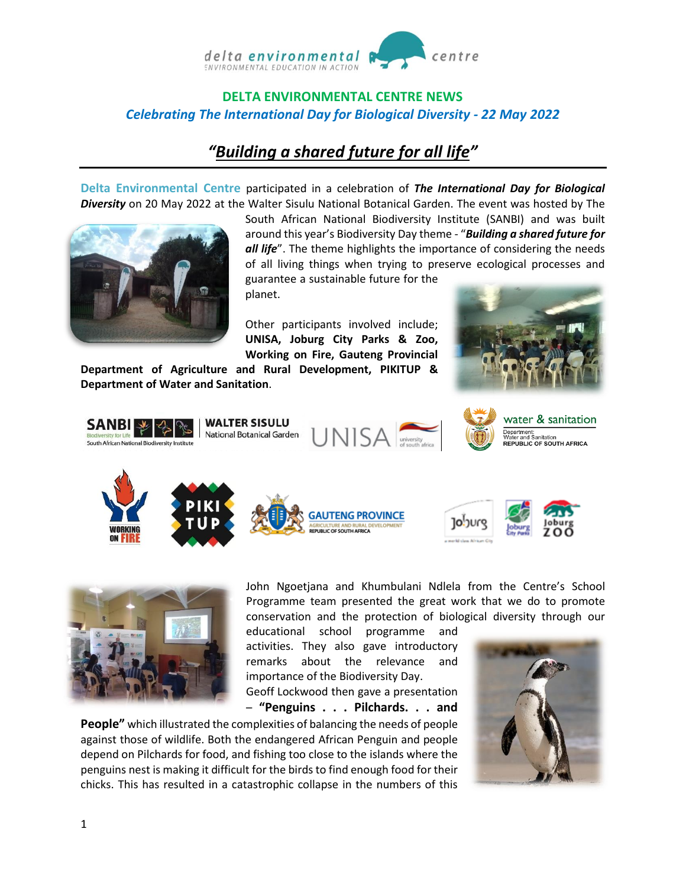# DELTA ENVIRONMENTAL CENTRE NEWS

## *Celebrating The International Day for Biological Diversity - 22 May 2022*

## *"Building a shared future for all life"*

**Delta Environmental Centre** participated in a celebration of ***The International Day for Biological Diversity*** on 20 May 2022 at the Walter Sisulu National Botanical Garden. The event was hosted by The South African National Biodiversity Institute (SANBI) and was built around this year's Biodiversity Day theme - "***Building a shared future for all life***". The theme highlights the importance of considering the needs of all living things when trying to preserve ecological processes and guarantee a sustainable future for the planet.

Other participants involved include; **UNISA, Joburg City Parks & Zoo, Working on Fire, Gauteng Provincial Department of Agriculture and Rural Development, PIKITUP & Department of Water and Sanitation**.

John Ngoetjana and Khumbulani Ndlela from the Centre's School Programme team presented the great work that we do to promote conservation and the protection of biological diversity through our educational school programme and activities. They also gave introductory remarks about the relevance and importance of the Biodiversity Day.

Geoff Lockwood then gave a presentation – **"Penguins . . . Pilchards. . . and People"** which illustrated the complexities of balancing the needs of people against those of wildlife. Both the endangered African Penguin and people depend on Pilchards for food, and fishing too close to the islands where the penguins nest is making it difficult for the birds to find enough food for their chicks. This has resulted in a catastrophic collapse in the numbers of this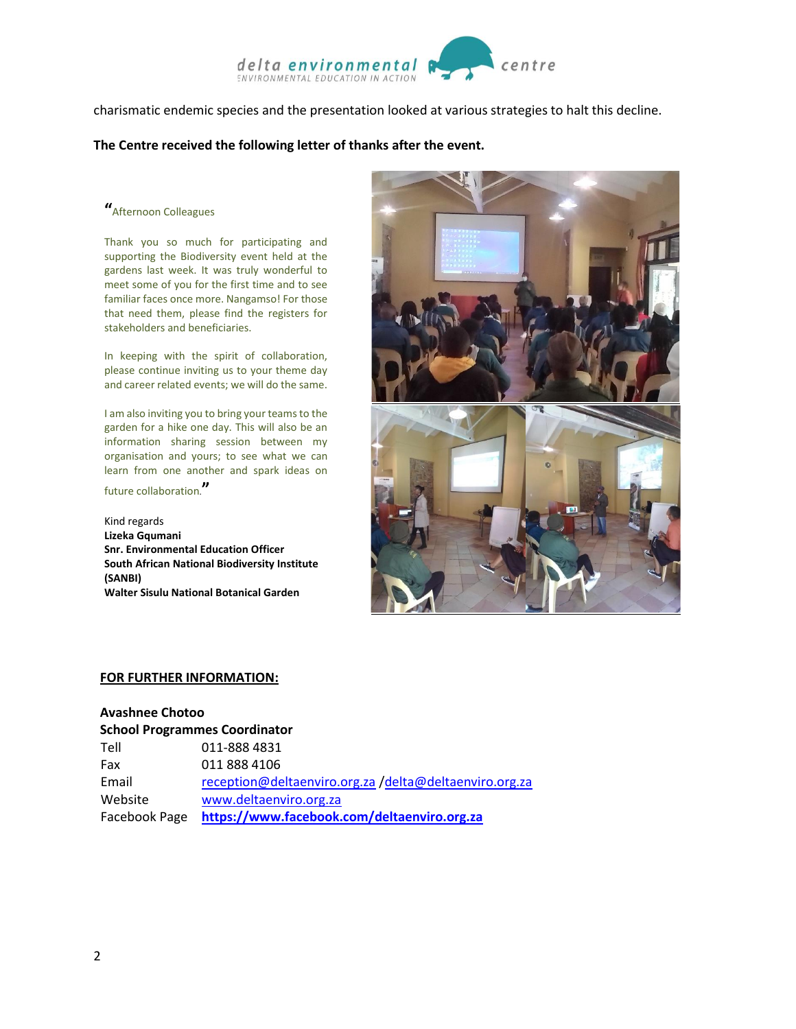charismatic endemic species and the presentation looked at various strategies to halt this decline.

**The Centre received the following letter of thanks after the event.**

"Afternoon Colleagues

Thank you so much for participating and supporting the Biodiversity event held at the gardens last week. It was truly wonderful to meet some of you for the first time and to see familiar faces once more. Nangamso! For those that need them, please find the registers for stakeholders and beneficiaries.

In keeping with the spirit of collaboration, please continue inviting us to your theme day and career related events; we will do the same.

I am also inviting you to bring your teams to the garden for a hike one day. This will also be an information sharing session between my organisation and yours; to see what we can learn from one another and spark ideas on future collaboration."

Kind regards
**Lizeka Gqumani**
**Snr. Environmental Education Officer**
**South African National Biodiversity Institute (SANBI)**
**Walter Sisulu National Botanical Garden**

**FOR FURTHER INFORMATION:**

**Avashnee Chotoo**
**School Programmes Coordinator**

| | |
|---|---|
| Tell | 011-888 4831 |
| Fax | 011 888 4106 |
| Email | reception@deltaenviro.org.za /delta@deltaenviro.org.za |
| Website | www.deltaenviro.org.za |
| Facebook Page | **https://www.facebook.com/deltaenviro.org.za** |